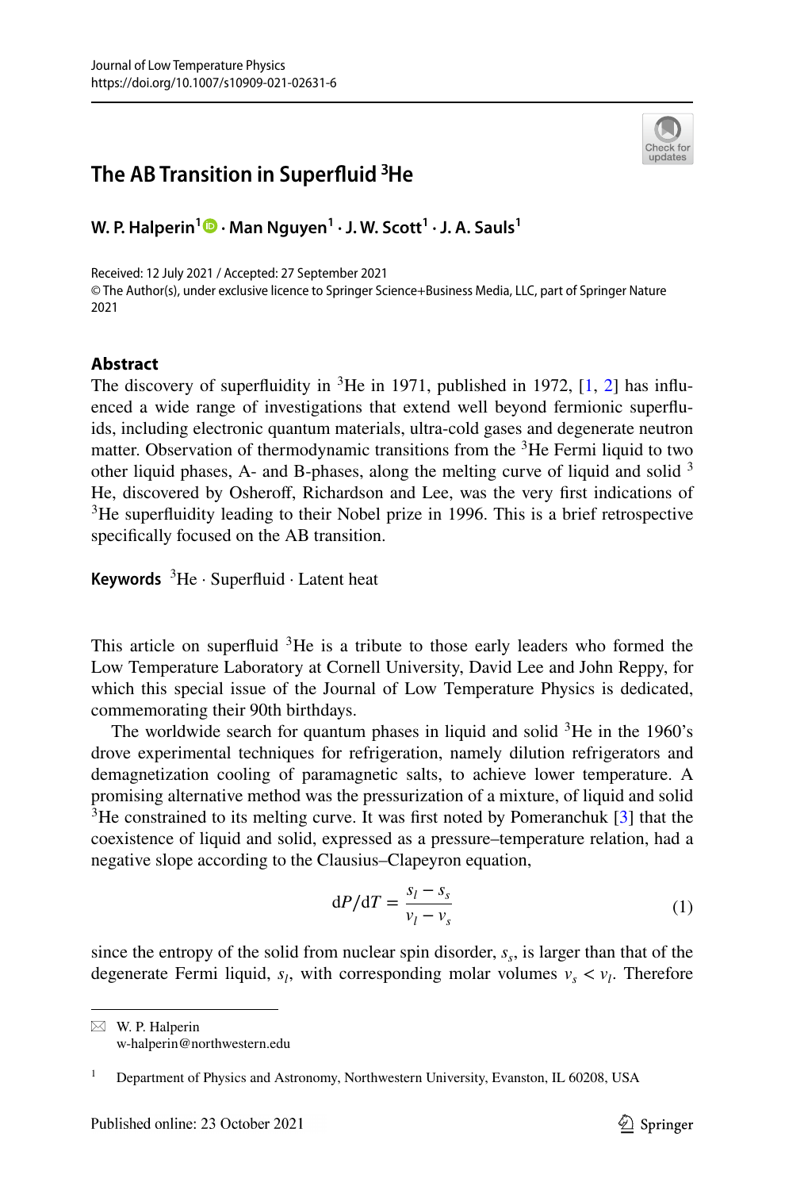# The AB Transition in Superfluid $^3$He

**W. P. Halperin[1] · Man Nguyen[1] · J. W. Scott[1] · J. A. Sauls[1]**

Received: 12 July 2021 / Accepted: 27 September 2021
© The Author(s), under exclusive licence to Springer Science+Business Media, LLC, part of Springer Nature 2021

## Abstract

The discovery of superfluidity in $^3$He in 1971, published in 1972, [1, 2] has influenced a wide range of investigations that extend well beyond fermionic superfluids, including electronic quantum materials, ultra-cold gases and degenerate neutron matter. Observation of thermodynamic transitions from the $^3$He Fermi liquid to two other liquid phases, A- and B-phases, along the melting curve of liquid and solid $^3$He, discovered by Osheroff, Richardson and Lee, was the very first indications of $^3$He superfluidity leading to their Nobel prize in 1996. This is a brief retrospective specifically focused on the AB transition.

**Keywords** $^3$He · Superfluid · Latent heat

This article on superfluid $^3$He is a tribute to those early leaders who formed the Low Temperature Laboratory at Cornell University, David Lee and John Reppy, for which this special issue of the Journal of Low Temperature Physics is dedicated, commemorating their 90th birthdays.

The worldwide search for quantum phases in liquid and solid $^3$He in the 1960's drove experimental techniques for refrigeration, namely dilution refrigerators and demagnetization cooling of paramagnetic salts, to achieve lower temperature. A promising alternative method was the pressurization of a mixture, of liquid and solid $^3$He constrained to its melting curve. It was first noted by Pomeranchuk [3] that the coexistence of liquid and solid, expressed as a pressure–temperature relation, had a negative slope according to the Clausius–Clapeyron equation,

$$
\mathrm{d}P/\mathrm{d}T = \frac{s_l - s_s}{v_l - v_s} \tag{1}
$$

since the entropy of the solid from nuclear spin disorder, $s_s$, is larger than that of the degenerate Fermi liquid, $s_l$, with corresponding molar volumes $v_s < v_l$. Therefore

✉ W. P. Halperin
w-halperin@northwestern.edu

[1] Department of Physics and Astronomy, Northwestern University, Evanston, IL 60208, USA

Published online: 23 October 2021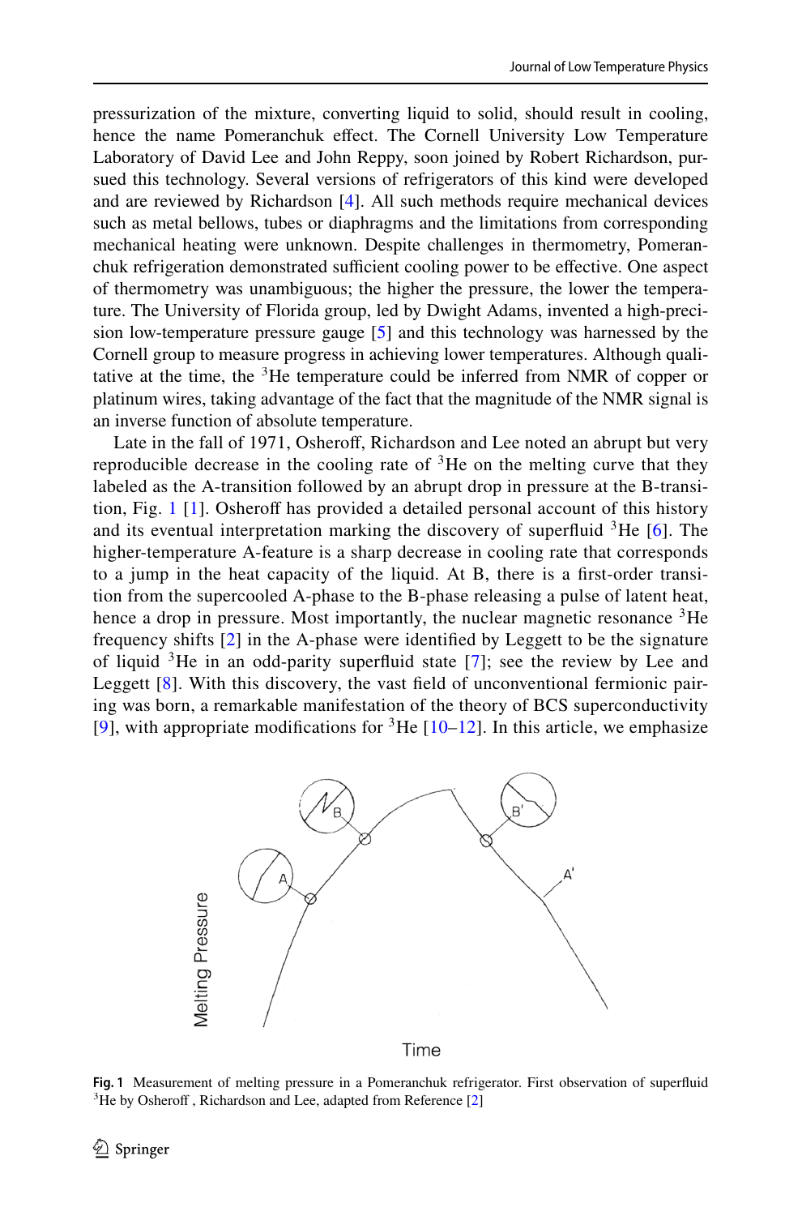pressurization of the mixture, converting liquid to solid, should result in cooling, hence the name Pomeranchuk effect. The Cornell University Low Temperature Laboratory of David Lee and John Reppy, soon joined by Robert Richardson, pursued this technology. Several versions of refrigerators of this kind were developed and are reviewed by Richardson [4]. All such methods require mechanical devices such as metal bellows, tubes or diaphragms and the limitations from corresponding mechanical heating were unknown. Despite challenges in thermometry, Pomeranchuk refrigeration demonstrated sufficient cooling power to be effective. One aspect of thermometry was unambiguous; the higher the pressure, the lower the temperature. The University of Florida group, led by Dwight Adams, invented a high-precision low-temperature pressure gauge [5] and this technology was harnessed by the Cornell group to measure progress in achieving lower temperatures. Although qualitative at the time, the $^3$He temperature could be inferred from NMR of copper or platinum wires, taking advantage of the fact that the magnitude of the NMR signal is an inverse function of absolute temperature.

Late in the fall of 1971, Osheroff, Richardson and Lee noted an abrupt but very reproducible decrease in the cooling rate of $^3$He on the melting curve that they labeled as the A-transition followed by an abrupt drop in pressure at the B-transition, Fig. 1 [1]. Osheroff has provided a detailed personal account of this history and its eventual interpretation marking the discovery of superfluid $^3$He [6]. The higher-temperature A-feature is a sharp decrease in cooling rate that corresponds to a jump in the heat capacity of the liquid. At B, there is a first-order transition from the supercooled A-phase to the B-phase releasing a pulse of latent heat, hence a drop in pressure. Most importantly, the nuclear magnetic resonance $^3$He frequency shifts [2] in the A-phase were identified by Leggett to be the signature of liquid $^3$He in an odd-parity superfluid state [7]; see the review by Lee and Leggett [8]. With this discovery, the vast field of unconventional fermionic pairing was born, a remarkable manifestation of the theory of BCS superconductivity [9], with appropriate modifications for $^3$He [10–12]. In this article, we emphasize

**Fig. 1** Measurement of melting pressure in a Pomeranchuk refrigerator. First observation of superfluid $^3$He by Osheroff , Richardson and Lee, adapted from Reference [2]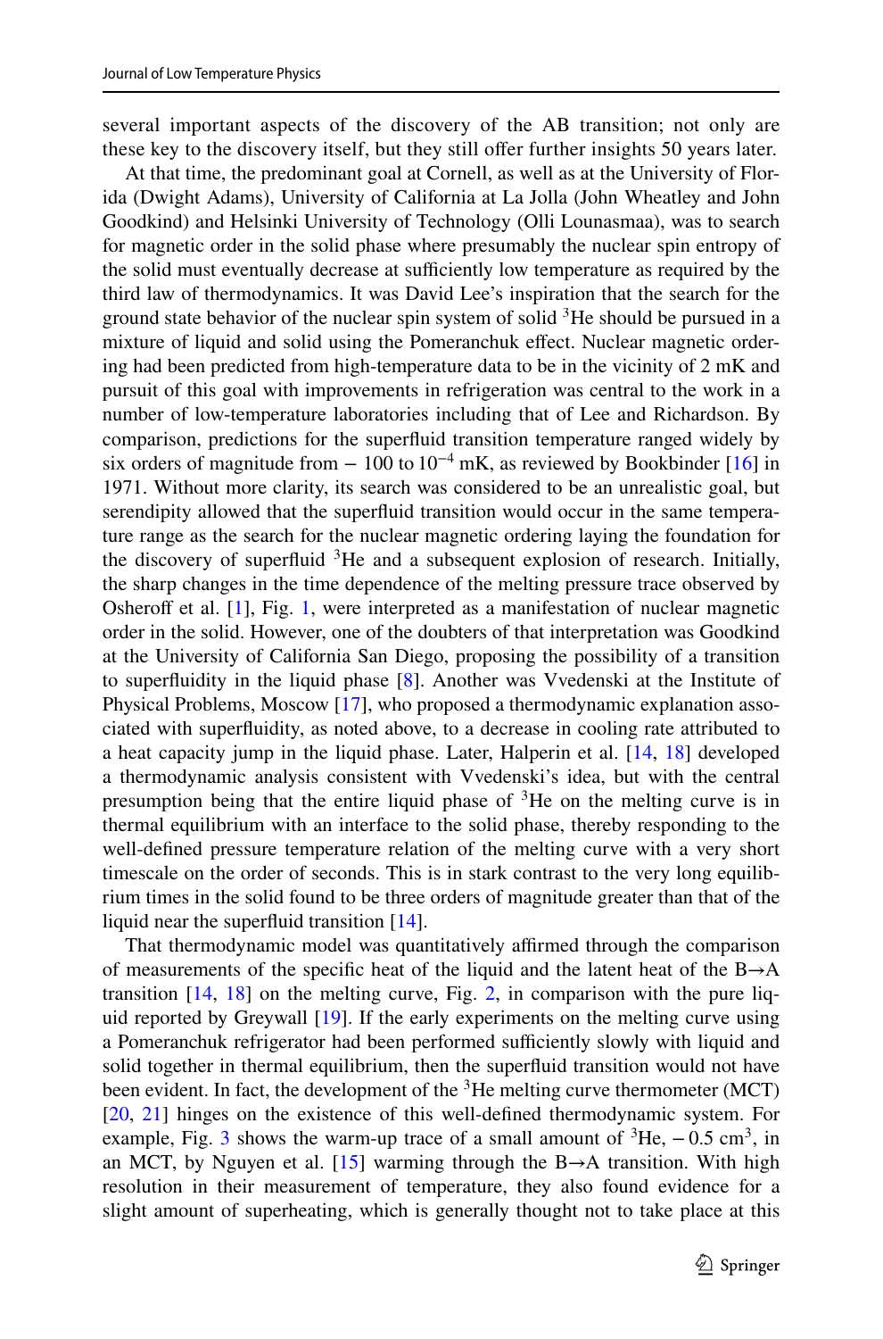several important aspects of the discovery of the AB transition; not only are these key to the discovery itself, but they still offer further insights 50 years later.

At that time, the predominant goal at Cornell, as well as at the University of Florida (Dwight Adams), University of California at La Jolla (John Wheatley and John Goodkind) and Helsinki University of Technology (Olli Lounasmaa), was to search for magnetic order in the solid phase where presumably the nuclear spin entropy of the solid must eventually decrease at sufficiently low temperature as required by the third law of thermodynamics. It was David Lee's inspiration that the search for the ground state behavior of the nuclear spin system of solid $^3$He should be pursued in a mixture of liquid and solid using the Pomeranchuk effect. Nuclear magnetic ordering had been predicted from high-temperature data to be in the vicinity of 2 mK and pursuit of this goal with improvements in refrigeration was central to the work in a number of low-temperature laboratories including that of Lee and Richardson. By comparison, predictions for the superfluid transition temperature ranged widely by six orders of magnitude from − 100 to $10^{-4}$ mK, as reviewed by Bookbinder [16] in 1971. Without more clarity, its search was considered to be an unrealistic goal, but serendipity allowed that the superfluid transition would occur in the same temperature range as the search for the nuclear magnetic ordering laying the foundation for the discovery of superfluid $^3$He and a subsequent explosion of research. Initially, the sharp changes in the time dependence of the melting pressure trace observed by Osheroff et al. [1], Fig. 1, were interpreted as a manifestation of nuclear magnetic order in the solid. However, one of the doubters of that interpretation was Goodkind at the University of California San Diego, proposing the possibility of a transition to superfluidity in the liquid phase [8]. Another was Vvedenski at the Institute of Physical Problems, Moscow [17], who proposed a thermodynamic explanation associated with superfluidity, as noted above, to a decrease in cooling rate attributed to a heat capacity jump in the liquid phase. Later, Halperin et al. [14, 18] developed a thermodynamic analysis consistent with Vvedenski's idea, but with the central presumption being that the entire liquid phase of $^3$He on the melting curve is in thermal equilibrium with an interface to the solid phase, thereby responding to the well-defined pressure temperature relation of the melting curve with a very short timescale on the order of seconds. This is in stark contrast to the very long equilibrium times in the solid found to be three orders of magnitude greater than that of the liquid near the superfluid transition [14].

That thermodynamic model was quantitatively affirmed through the comparison of measurements of the specific heat of the liquid and the latent heat of the B→A transition [14, 18] on the melting curve, Fig. 2, in comparison with the pure liquid reported by Greywall [19]. If the early experiments on the melting curve using a Pomeranchuk refrigerator had been performed sufficiently slowly with liquid and solid together in thermal equilibrium, then the superfluid transition would not have been evident. In fact, the development of the $^3$He melting curve thermometer (MCT) [20, 21] hinges on the existence of this well-defined thermodynamic system. For example, Fig. 3 shows the warm-up trace of a small amount of $^3$He, $-0.5$ cm$^3$, in an MCT, by Nguyen et al. [15] warming through the B→A transition. With high resolution in their measurement of temperature, they also found evidence for a slight amount of superheating, which is generally thought not to take place at this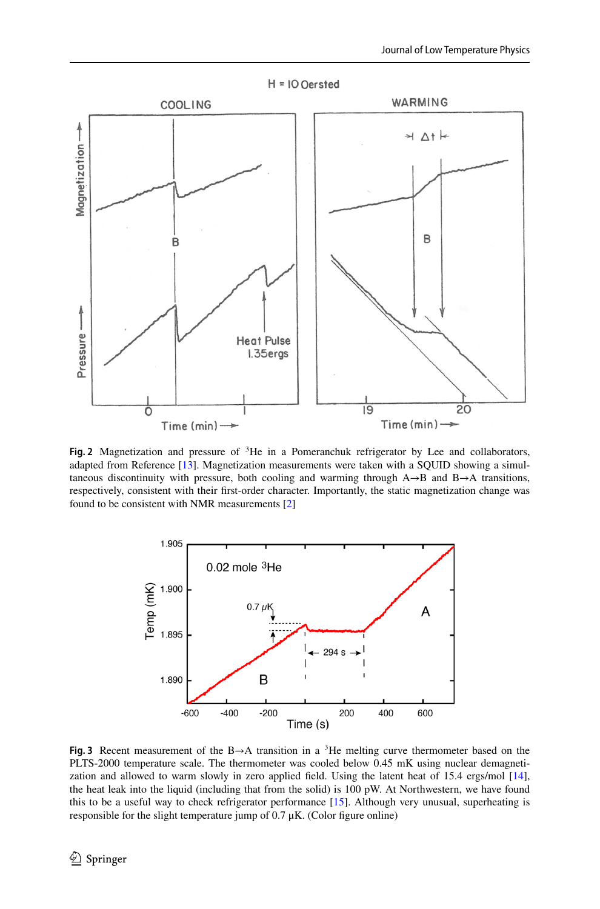**Fig. 2** Magnetization and pressure of $^3$He in a Pomeranchuk refrigerator by Lee and collaborators, adapted from Reference [13]. Magnetization measurements were taken with a SQUID showing a simultaneous discontinuity with pressure, both cooling and warming through A→B and B→A transitions, respectively, consistent with their first-order character. Importantly, the static magnetization change was found to be consistent with NMR measurements [2]

**Fig. 3** Recent measurement of the B→A transition in a $^3$He melting curve thermometer based on the PLTS-2000 temperature scale. The thermometer was cooled below 0.45 mK using nuclear demagnetization and allowed to warm slowly in zero applied field. Using the latent heat of 15.4 ergs/mol [14], the heat leak into the liquid (including that from the solid) is 100 pW. At Northwestern, we have found this to be a useful way to check refrigerator performance [15]. Although very unusual, superheating is responsible for the slight temperature jump of 0.7 μK. (Color figure online)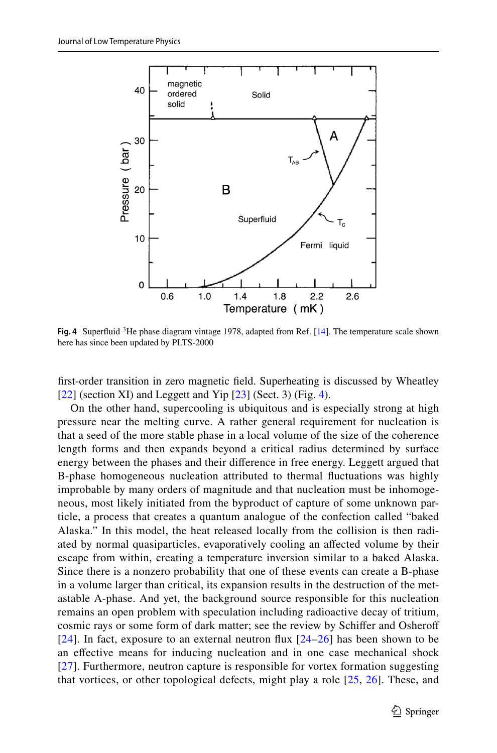Fig. 4 Superfluid $^3$He phase diagram vintage 1978, adapted from Ref. [14]. The temperature scale shown here has since been updated by PLTS-2000

first-order transition in zero magnetic field. Superheating is discussed by Wheatley [22] (section XI) and Leggett and Yip [23] (Sect. 3) (Fig. 4).

On the other hand, supercooling is ubiquitous and is especially strong at high pressure near the melting curve. A rather general requirement for nucleation is that a seed of the more stable phase in a local volume of the size of the coherence length forms and then expands beyond a critical radius determined by surface energy between the phases and their difference in free energy. Leggett argued that B-phase homogeneous nucleation attributed to thermal fluctuations was highly improbable by many orders of magnitude and that nucleation must be inhomogeneous, most likely initiated from the byproduct of capture of some unknown particle, a process that creates a quantum analogue of the confection called "baked Alaska." In this model, the heat released locally from the collision is then radiated by normal quasiparticles, evaporatively cooling an affected volume by their escape from within, creating a temperature inversion similar to a baked Alaska. Since there is a nonzero probability that one of these events can create a B-phase in a volume larger than critical, its expansion results in the destruction of the metastable A-phase. And yet, the background source responsible for this nucleation remains an open problem with speculation including radioactive decay of tritium, cosmic rays or some form of dark matter; see the review by Schiffer and Osheroff [24]. In fact, exposure to an external neutron flux [24–26] has been shown to be an effective means for inducing nucleation and in one case mechanical shock [27]. Furthermore, neutron capture is responsible for vortex formation suggesting that vortices, or other topological defects, might play a role [25, 26]. These, and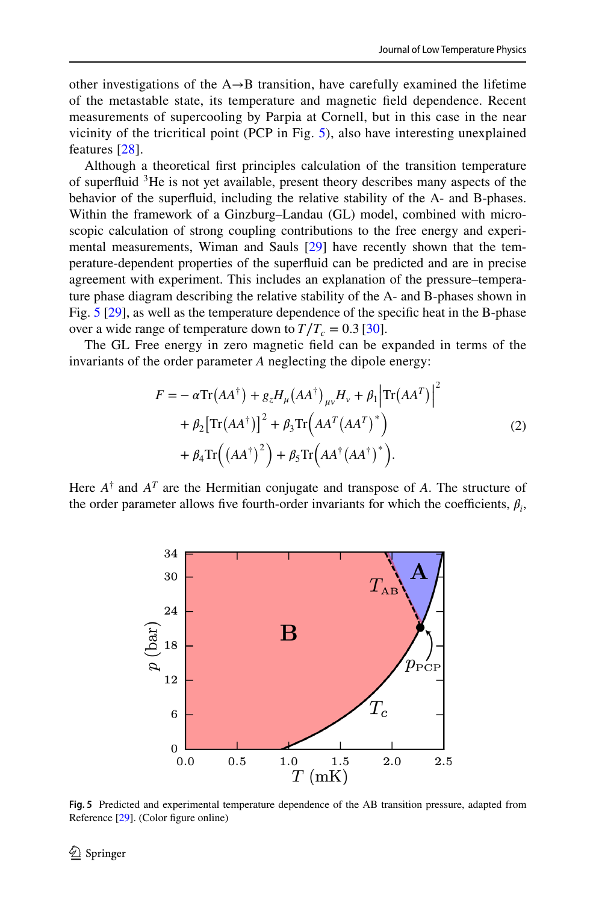other investigations of the A→B transition, have carefully examined the lifetime of the metastable state, its temperature and magnetic field dependence. Recent measurements of supercooling by Parpia at Cornell, but in this case in the near vicinity of the tricritical point (PCP in Fig. 5), also have interesting unexplained features [28].

Although a theoretical first principles calculation of the transition temperature of superfluid $^3$He is not yet available, present theory describes many aspects of the behavior of the superfluid, including the relative stability of the A- and B-phases. Within the framework of a Ginzburg–Landau (GL) model, combined with microscopic calculation of strong coupling contributions to the free energy and experimental measurements, Wiman and Sauls [29] have recently shown that the temperature-dependent properties of the superfluid can be predicted and are in precise agreement with experiment. This includes an explanation of the pressure–temperature phase diagram describing the relative stability of the A- and B-phases shown in Fig. 5 [29], as well as the temperature dependence of the specific heat in the B-phase over a wide range of temperature down to $T/T_c = 0.3$ [30].

The GL Free energy in zero magnetic field can be expanded in terms of the invariants of the order parameter $A$ neglecting the dipole energy:

$$
\begin{aligned}
F = & -\alpha \mathrm{Tr}\left(AA^{\dagger}\right) + g_z H_{\mu}\left(AA^{\dagger}\right)_{\mu\nu} H_{\nu} + \beta_1 \left|\mathrm{Tr}\left(AA^{T}\right)\right|^2 \\
& + \beta_2 \left[\mathrm{Tr}\left(AA^{\dagger}\right)\right]^2 + \beta_3 \mathrm{Tr}\left(AA^{T}\left(AA^{T}\right)^*\right) \\
& + \beta_4 \mathrm{Tr}\left(\left(AA^{\dagger}\right)^2\right) + \beta_5 \mathrm{Tr}\left(AA^{\dagger}\left(AA^{\dagger}\right)^*\right).
\end{aligned}
\tag{2}
$$

Here $A^{\dagger}$ and $A^{T}$ are the Hermitian conjugate and transpose of $A$. The structure of the order parameter allows five fourth-order invariants for which the coefficients, $\beta_i$,

**Fig. 5** Predicted and experimental temperature dependence of the AB transition pressure, adapted from Reference [29]. (Color figure online)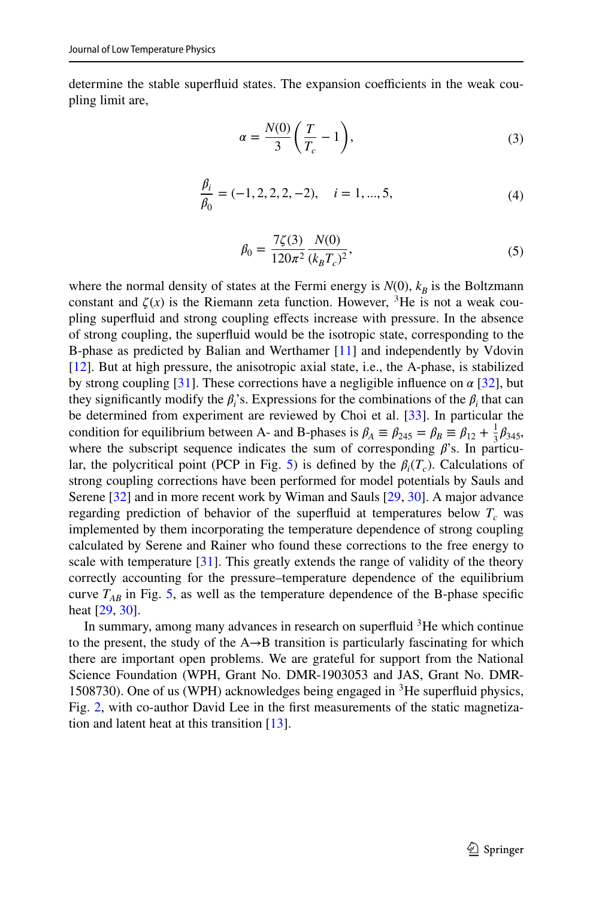determine the stable superfluid states. The expansion coefficients in the weak coupling limit are,

$$\alpha = \frac{N(0)}{3}\left(\frac{T}{T_c} - 1\right), \tag{3}$$

$$\frac{\beta_i}{\beta_0} = (-1, 2, 2, 2, -2), \quad i = 1, ..., 5, \tag{4}$$

$$\beta_0 = \frac{7\zeta(3)}{120\pi^2}\frac{N(0)}{(k_B T_c)^2}, \tag{5}$$

where the normal density of states at the Fermi energy is $N(0)$, $k_B$ is the Boltzmann constant and $\zeta(x)$ is the Riemann zeta function. However, $^3$He is not a weak coupling superfluid and strong coupling effects increase with pressure. In the absence of strong coupling, the superfluid would be the isotropic state, corresponding to the B-phase as predicted by Balian and Werthamer [11] and independently by Vdovin [12]. But at high pressure, the anisotropic axial state, i.e., the A-phase, is stabilized by strong coupling [31]. These corrections have a negligible influence on $\alpha$ [32], but they significantly modify the $\beta_i$'s. Expressions for the combinations of the $\beta_i$ that can be determined from experiment are reviewed by Choi et al. [33]. In particular the condition for equilibrium between A- and B-phases is $\beta_A \equiv \beta_{245} = \beta_B \equiv \beta_{12} + \frac{1}{3}\beta_{345}$, where the subscript sequence indicates the sum of corresponding $\beta$'s. In particular, the polycritical point (PCP in Fig. 5) is defined by the $\beta_i(T_c)$. Calculations of strong coupling corrections have been performed for model potentials by Sauls and Serene [32] and in more recent work by Wiman and Sauls [29, 30]. A major advance regarding prediction of behavior of the superfluid at temperatures below $T_c$ was implemented by them incorporating the temperature dependence of strong coupling calculated by Serene and Rainer who found these corrections to the free energy to scale with temperature [31]. This greatly extends the range of validity of the theory correctly accounting for the pressure–temperature dependence of the equilibrium curve $T_{AB}$ in Fig. 5, as well as the temperature dependence of the B-phase specific heat [29, 30].

In summary, among many advances in research on superfluid $^3$He which continue to the present, the study of the A→B transition is particularly fascinating for which there are important open problems. We are grateful for support from the National Science Foundation (WPH, Grant No. DMR-1903053 and JAS, Grant No. DMR-1508730). One of us (WPH) acknowledges being engaged in $^3$He superfluid physics, Fig. 2, with co-author David Lee in the first measurements of the static magnetization and latent heat at this transition [13].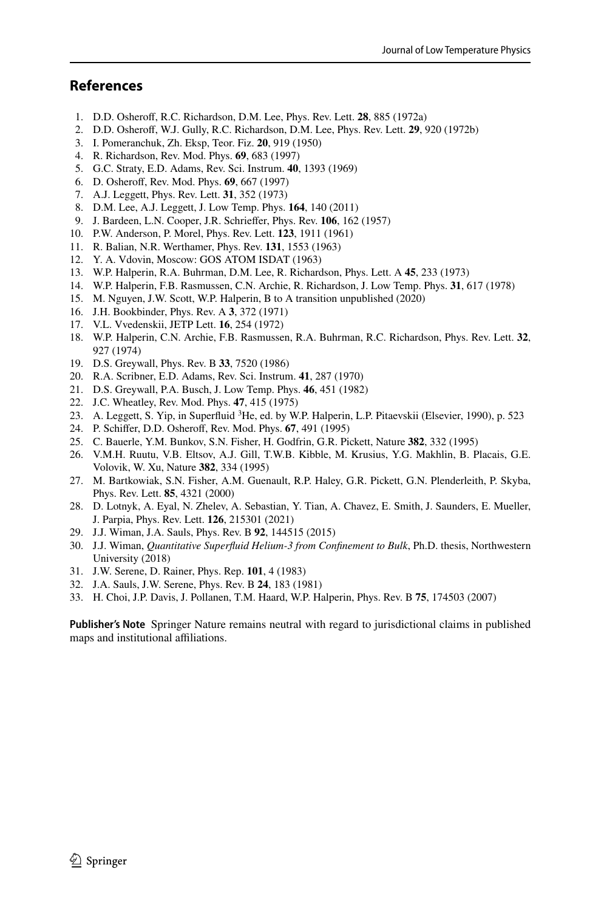## References

1. D.D. Osheroff, R.C. Richardson, D.M. Lee, Phys. Rev. Lett. **28**, 885 (1972a)
2. D.D. Osheroff, W.J. Gully, R.C. Richardson, D.M. Lee, Phys. Rev. Lett. **29**, 920 (1972b)
3. I. Pomeranchuk, Zh. Eksp, Teor. Fiz. **20**, 919 (1950)
4. R. Richardson, Rev. Mod. Phys. **69**, 683 (1997)
5. G.C. Straty, E.D. Adams, Rev. Sci. Instrum. **40**, 1393 (1969)
6. D. Osheroff, Rev. Mod. Phys. **69**, 667 (1997)
7. A.J. Leggett, Phys. Rev. Lett. **31**, 352 (1973)
8. D.M. Lee, A.J. Leggett, J. Low Temp. Phys. **164**, 140 (2011)
9. J. Bardeen, L.N. Cooper, J.R. Schrieffer, Phys. Rev. **106**, 162 (1957)
10. P.W. Anderson, P. Morel, Phys. Rev. Lett. **123**, 1911 (1961)
11. R. Balian, N.R. Werthamer, Phys. Rev. **131**, 1553 (1963)
12. Y. A. Vdovin, Moscow: GOS ATOM ISDAT (1963)
13. W.P. Halperin, R.A. Buhrman, D.M. Lee, R. Richardson, Phys. Lett. A **45**, 233 (1973)
14. W.P. Halperin, F.B. Rasmussen, C.N. Archie, R. Richardson, J. Low Temp. Phys. **31**, 617 (1978)
15. M. Nguyen, J.W. Scott, W.P. Halperin, B to A transition unpublished (2020)
16. J.H. Bookbinder, Phys. Rev. A **3**, 372 (1971)
17. V.L. Vvedenskii, JETP Lett. **16**, 254 (1972)
18. W.P. Halperin, C.N. Archie, F.B. Rasmussen, R.A. Buhrman, R.C. Richardson, Phys. Rev. Lett. **32**, 927 (1974)
19. D.S. Greywall, Phys. Rev. B **33**, 7520 (1986)
20. R.A. Scribner, E.D. Adams, Rev. Sci. Instrum. **41**, 287 (1970)
21. D.S. Greywall, P.A. Busch, J. Low Temp. Phys. **46**, 451 (1982)
22. J.C. Wheatley, Rev. Mod. Phys. **47**, 415 (1975)
23. A. Leggett, S. Yip, in Superfluid $^3$He, ed. by W.P. Halperin, L.P. Pitaevskii (Elsevier, 1990), p. 523
24. P. Schiffer, D.D. Osheroff, Rev. Mod. Phys. **67**, 491 (1995)
25. C. Bauerle, Y.M. Bunkov, S.N. Fisher, H. Godfrin, G.R. Pickett, Nature **382**, 332 (1995)
26. V.M.H. Ruutu, V.B. Eltsov, A.J. Gill, T.W.B. Kibble, M. Krusius, Y.G. Makhlin, B. Placais, G.E. Volovik, W. Xu, Nature **382**, 334 (1995)
27. M. Bartkowiak, S.N. Fisher, A.M. Guenault, R.P. Haley, G.R. Pickett, G.N. Plenderleith, P. Skyba, Phys. Rev. Lett. **85**, 4321 (2000)
28. D. Lotnyk, A. Eyal, N. Zhelev, A. Sebastian, Y. Tian, A. Chavez, E. Smith, J. Saunders, E. Mueller, J. Parpia, Phys. Rev. Lett. **126**, 215301 (2021)
29. J.J. Wiman, J.A. Sauls, Phys. Rev. B **92**, 144515 (2015)
30. J.J. Wiman, *Quantitative Superfluid Helium-3 from Confinement to Bulk*, Ph.D. thesis, Northwestern University (2018)
31. J.W. Serene, D. Rainer, Phys. Rep. **101**, 4 (1983)
32. J.A. Sauls, J.W. Serene, Phys. Rev. B **24**, 183 (1981)
33. H. Choi, J.P. Davis, J. Pollanen, T.M. Haard, W.P. Halperin, Phys. Rev. B **75**, 174503 (2007)

**Publisher's Note** Springer Nature remains neutral with regard to jurisdictional claims in published maps and institutional affiliations.